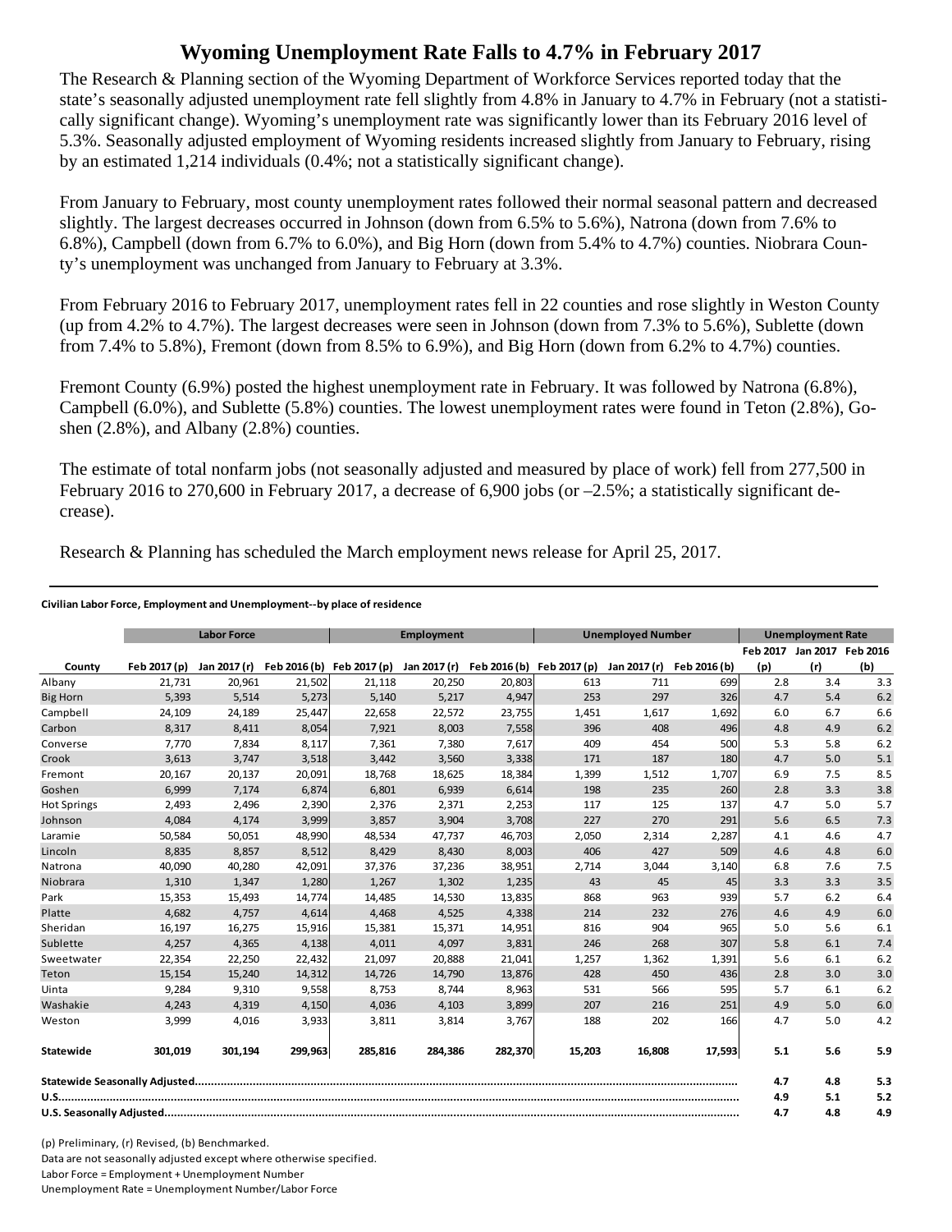# Wyoming Unemployment Rate Falls to 4.7% in February 2017

The Research & Planning section of the Wyoming Department of Workforce Services reported today that the state's seasonally adjusted unemployment rate fell slightly from 4.8% in January to 4.7% in February (not a statistically significant change). Wyoming's unemployment rate was significantly lower than its February 2016 level of 5.3%. Seasonally adjusted employment of Wyoming residents increased slightly from January to February, rising by an estimated 1,214 individuals (0.4%; not a statistically significant change).

From January to February, most county unemployment rates followed their normal seasonal pattern and decreased slightly. The largest decreases occurred in Johnson (down from 6.5% to 5.6%), Natrona (down from 7.6% to 6.8%), Campbell (down from 6.7% to 6.0%), and Big Horn (down from 5.4% to 4.7%) counties. Niobrara County's unemployment was unchanged from January to February at 3.3%.

From February 2016 to February 2017, unemployment rates fell in 22 counties and rose slightly in Weston County (up from 4.2% to 4.7%). The largest decreases were seen in Johnson (down from 7.3% to 5.6%), Sublette (down from 7.4% to 5.8%), Fremont (down from 8.5% to 6.9%), and Big Horn (down from 6.2% to 4.7%) counties.

Fremont County (6.9%) posted the highest unemployment rate in February. It was followed by Natrona (6.8%), Campbell (6.0%), and Sublette (5.8%) counties. The lowest unemployment rates were found in Teton (2.8%), Goshen (2.8%), and Albany (2.8%) counties.

The estimate of total nonfarm jobs (not seasonally adjusted and measured by place of work) fell from 277,500 in February 2016 to 270,600 in February 2017, a decrease of 6,900 jobs (or –2.5%; a statistically significant decrease).

Research & Planning has scheduled the March employment news release for April 25, 2017.

**Civilian Labor Force, Employment and Unemployment--by place of residence**

| | Labor Force | | | Employment | | | Unemployed Number | | | Unemployment Rate | | |
|---|---|---|---|---|---|---|---|---|---|---|---|---|
| **County** | **Feb 2017 (p)** | **Jan 2017 (r)** | **Feb 2016 (b)** | **Feb 2017 (p)** | **Jan 2017 (r)** | **Feb 2016 (b)** | **Feb 2017 (p)** | **Jan 2017 (r)** | **Feb 2016 (b)** | **Feb 2017 (p)** | **Jan 2017 (r)** | **Feb 2016 (b)** |
| Albany | 21,731 | 20,961 | 21,502 | 21,118 | 20,250 | 20,803 | 613 | 711 | 699 | 2.8 | 3.4 | 3.3 |
| Big Horn | 5,393 | 5,514 | 5,273 | 5,140 | 5,217 | 4,947 | 253 | 297 | 326 | 4.7 | 5.4 | 6.2 |
| Campbell | 24,109 | 24,189 | 25,447 | 22,658 | 22,572 | 23,755 | 1,451 | 1,617 | 1,692 | 6.0 | 6.7 | 6.6 |
| Carbon | 8,317 | 8,411 | 8,054 | 7,921 | 8,003 | 7,558 | 396 | 408 | 496 | 4.8 | 4.9 | 6.2 |
| Converse | 7,770 | 7,834 | 8,117 | 7,361 | 7,380 | 7,617 | 409 | 454 | 500 | 5.3 | 5.8 | 6.2 |
| Crook | 3,613 | 3,747 | 3,518 | 3,442 | 3,560 | 3,338 | 171 | 187 | 180 | 4.7 | 5.0 | 5.1 |
| Fremont | 20,167 | 20,137 | 20,091 | 18,768 | 18,625 | 18,384 | 1,399 | 1,512 | 1,707 | 6.9 | 7.5 | 8.5 |
| Goshen | 6,999 | 7,174 | 6,874 | 6,801 | 6,939 | 6,614 | 198 | 235 | 260 | 2.8 | 3.3 | 3.8 |
| Hot Springs | 2,493 | 2,496 | 2,390 | 2,376 | 2,371 | 2,253 | 117 | 125 | 137 | 4.7 | 5.0 | 5.7 |
| Johnson | 4,084 | 4,174 | 3,999 | 3,857 | 3,904 | 3,708 | 227 | 270 | 291 | 5.6 | 6.5 | 7.3 |
| Laramie | 50,584 | 50,051 | 48,990 | 48,534 | 47,737 | 46,703 | 2,050 | 2,314 | 2,287 | 4.1 | 4.6 | 4.7 |
| Lincoln | 8,835 | 8,857 | 8,512 | 8,429 | 8,430 | 8,003 | 406 | 427 | 509 | 4.6 | 4.8 | 6.0 |
| Natrona | 40,090 | 40,280 | 42,091 | 37,376 | 37,236 | 38,951 | 2,714 | 3,044 | 3,140 | 6.8 | 7.6 | 7.5 |
| Niobrara | 1,310 | 1,347 | 1,280 | 1,267 | 1,302 | 1,235 | 43 | 45 | 45 | 3.3 | 3.3 | 3.5 |
| Park | 15,353 | 15,493 | 14,774 | 14,485 | 14,530 | 13,835 | 868 | 963 | 939 | 5.7 | 6.2 | 6.4 |
| Platte | 4,682 | 4,757 | 4,614 | 4,468 | 4,525 | 4,338 | 214 | 232 | 276 | 4.6 | 4.9 | 6.0 |
| Sheridan | 16,197 | 16,275 | 15,916 | 15,381 | 15,371 | 14,951 | 816 | 904 | 965 | 5.0 | 5.6 | 6.1 |
| Sublette | 4,257 | 4,365 | 4,138 | 4,011 | 4,097 | 3,831 | 246 | 268 | 307 | 5.8 | 6.1 | 7.4 |
| Sweetwater | 22,354 | 22,250 | 22,432 | 21,097 | 20,888 | 21,041 | 1,257 | 1,362 | 1,391 | 5.6 | 6.1 | 6.2 |
| Teton | 15,154 | 15,240 | 14,312 | 14,726 | 14,790 | 13,876 | 428 | 450 | 436 | 2.8 | 3.0 | 3.0 |
| Uinta | 9,284 | 9,310 | 9,558 | 8,753 | 8,744 | 8,963 | 531 | 566 | 595 | 5.7 | 6.1 | 6.2 |
| Washakie | 4,243 | 4,319 | 4,150 | 4,036 | 4,103 | 3,899 | 207 | 216 | 251 | 4.9 | 5.0 | 6.0 |
| Weston | 3,999 | 4,016 | 3,933 | 3,811 | 3,814 | 3,767 | 188 | 202 | 166 | 4.7 | 5.0 | 4.2 |
| **Statewide** | **301,019** | **301,194** | **299,963** | **285,816** | **284,386** | **282,370** | **15,203** | **16,808** | **17,593** | **5.1** | **5.6** | **5.9** |
| **Statewide Seasonally Adjusted** | | | | | | | | | | **4.7** | **4.8** | **5.3** |
| **U.S.** | | | | | | | | | | **4.9** | **5.1** | **5.2** |
| **U.S. Seasonally Adjusted** | | | | | | | | | | **4.7** | **4.8** | **4.9** |

(p) Preliminary, (r) Revised, (b) Benchmarked.
Data are not seasonally adjusted except where otherwise specified.
Labor Force = Employment + Unemployment Number
Unemployment Rate = Unemployment Number/Labor Force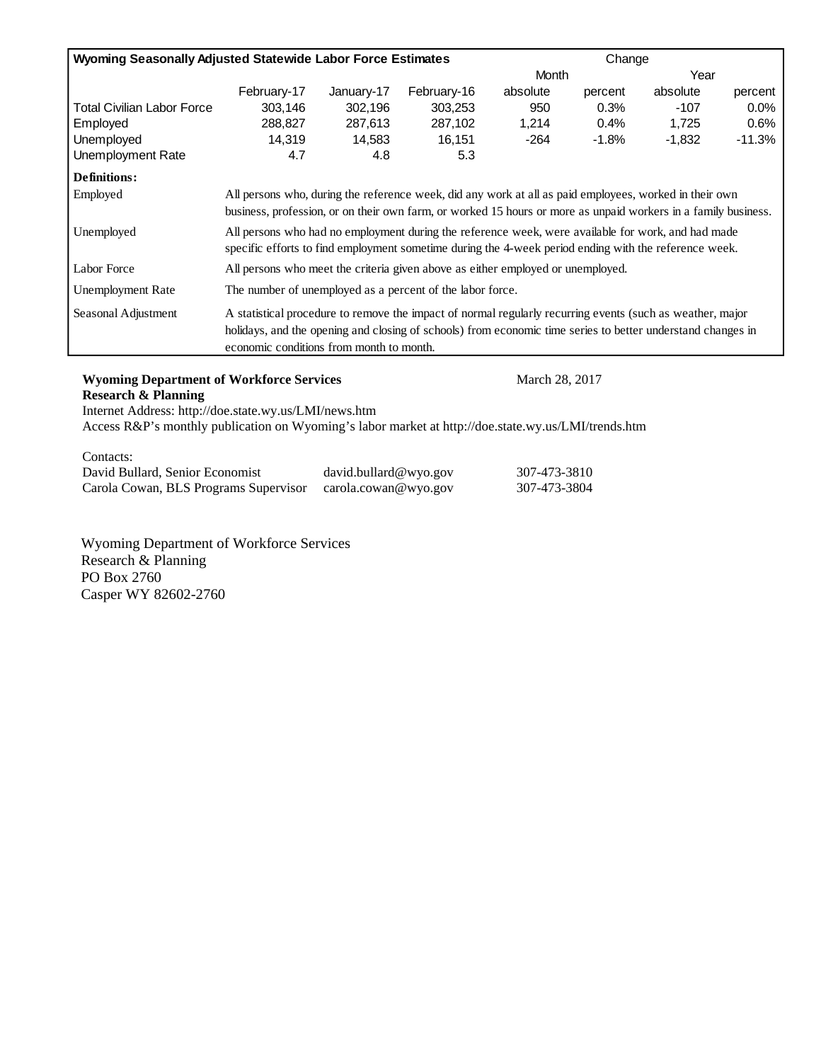| Wyoming Seasonally Adjusted Statewide Labor Force Estimates | | | | Change | | | |
|---|---|---|---|---|---|---|---|
| | | | | Month | | Year | |
| | February-17 | January-17 | February-16 | absolute | percent | absolute | percent |
| Total Civilian Labor Force | 303,146 | 302,196 | 303,253 | 950 | 0.3% | -107 | 0.0% |
| Employed | 288,827 | 287,613 | 287,102 | 1,214 | 0.4% | 1,725 | 0.6% |
| Unemployed | 14,319 | 14,583 | 16,151 | -264 | -1.8% | -1,832 | -11.3% |
| Unemployment Rate | 4.7 | 4.8 | 5.3 | | | | |

**Definitions:**

| | |
|---|---|
| Employed | All persons who, during the reference week, did any work at all as paid employees, worked in their own business, profession, or on their own farm, or worked 15 hours or more as unpaid workers in a family business. |
| Unemployed | All persons who had no employment during the reference week, were available for work, and had made specific efforts to find employment sometime during the 4-week period ending with the reference week. |
| Labor Force | All persons who meet the criteria given above as either employed or unemployed. |
| Unemployment Rate | The number of unemployed as a percent of the labor force. |
| Seasonal Adjustment | A statistical procedure to remove the impact of normal regularly recurring events (such as weather, major holidays, and the opening and closing of schools) from economic time series to better understand changes in economic conditions from month to month. |

**Wyoming Department of Workforce Services**
**Research & Planning**

March 28, 2017

Internet Address: http://doe.state.wy.us/LMI/news.htm
Access R&P's monthly publication on Wyoming's labor market at http://doe.state.wy.us/LMI/trends.htm

Contacts:

| | | |
|---|---|---|
| David Bullard, Senior Economist | david.bullard@wyo.gov | 307-473-3810 |
| Carola Cowan, BLS Programs Supervisor | carola.cowan@wyo.gov | 307-473-3804 |

Wyoming Department of Workforce Services
Research & Planning
PO Box 2760
Casper WY 82602-2760